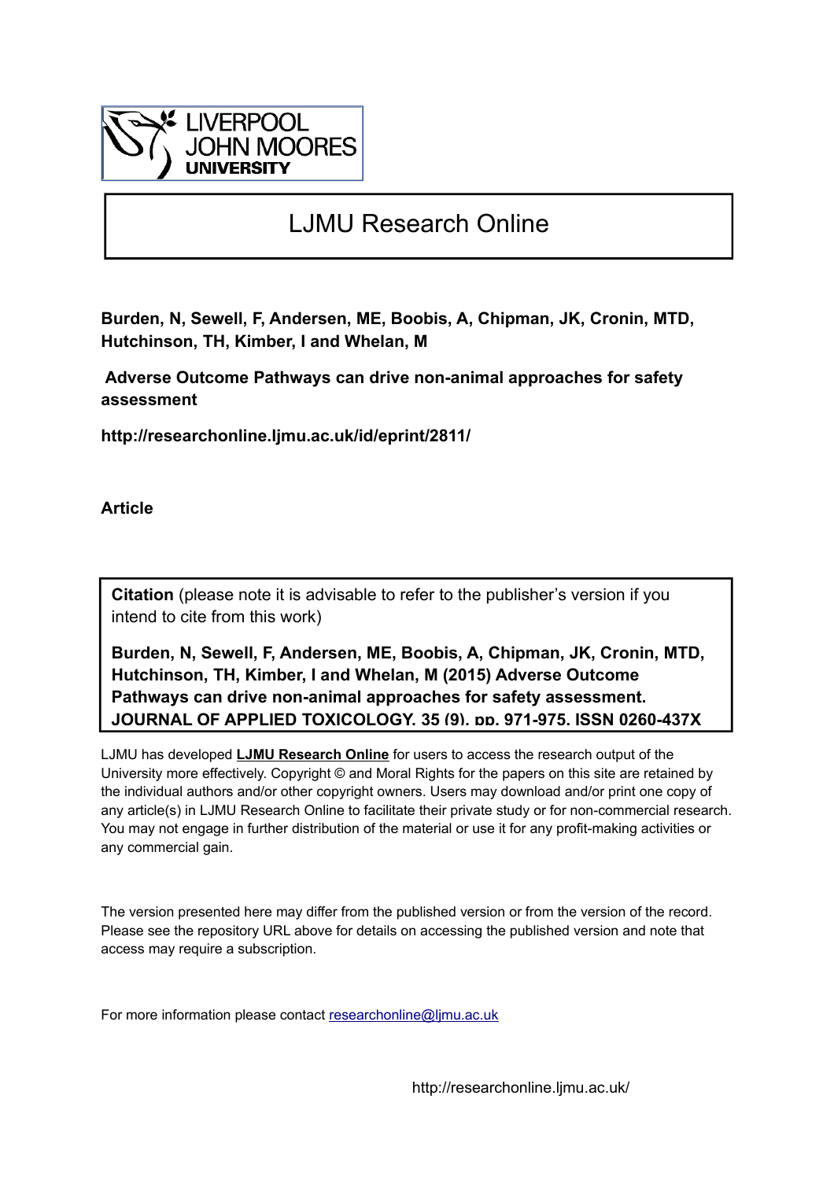# LJMU Research Online

**Burden, N, Sewell, F, Andersen, ME, Boobis, A, Chipman, JK, Cronin, MTD, Hutchinson, TH, Kimber, I and Whelan, M**

**Adverse Outcome Pathways can drive non-animal approaches for safety assessment**

**http://researchonline.ljmu.ac.uk/id/eprint/2811/**

**Article**

**Citation** (please note it is advisable to refer to the publisher's version if you intend to cite from this work)

**Burden, N, Sewell, F, Andersen, ME, Boobis, A, Chipman, JK, Cronin, MTD, Hutchinson, TH, Kimber, I and Whelan, M (2015) Adverse Outcome Pathways can drive non-animal approaches for safety assessment. JOURNAL OF APPLIED TOXICOLOGY, 35 (9). pp. 971-975. ISSN 0260-437X**

LJMU has developed **LJMU Research Online** for users to access the research output of the University more effectively. Copyright © and Moral Rights for the papers on this site are retained by the individual authors and/or other copyright owners. Users may download and/or print one copy of any article(s) in LJMU Research Online to facilitate their private study or for non-commercial research. You may not engage in further distribution of the material or use it for any profit-making activities or any commercial gain.

The version presented here may differ from the published version or from the version of the record. Please see the repository URL above for details on accessing the published version and note that access may require a subscription.

For more information please contact researchonline@ljmu.ac.uk

http://researchonline.ljmu.ac.uk/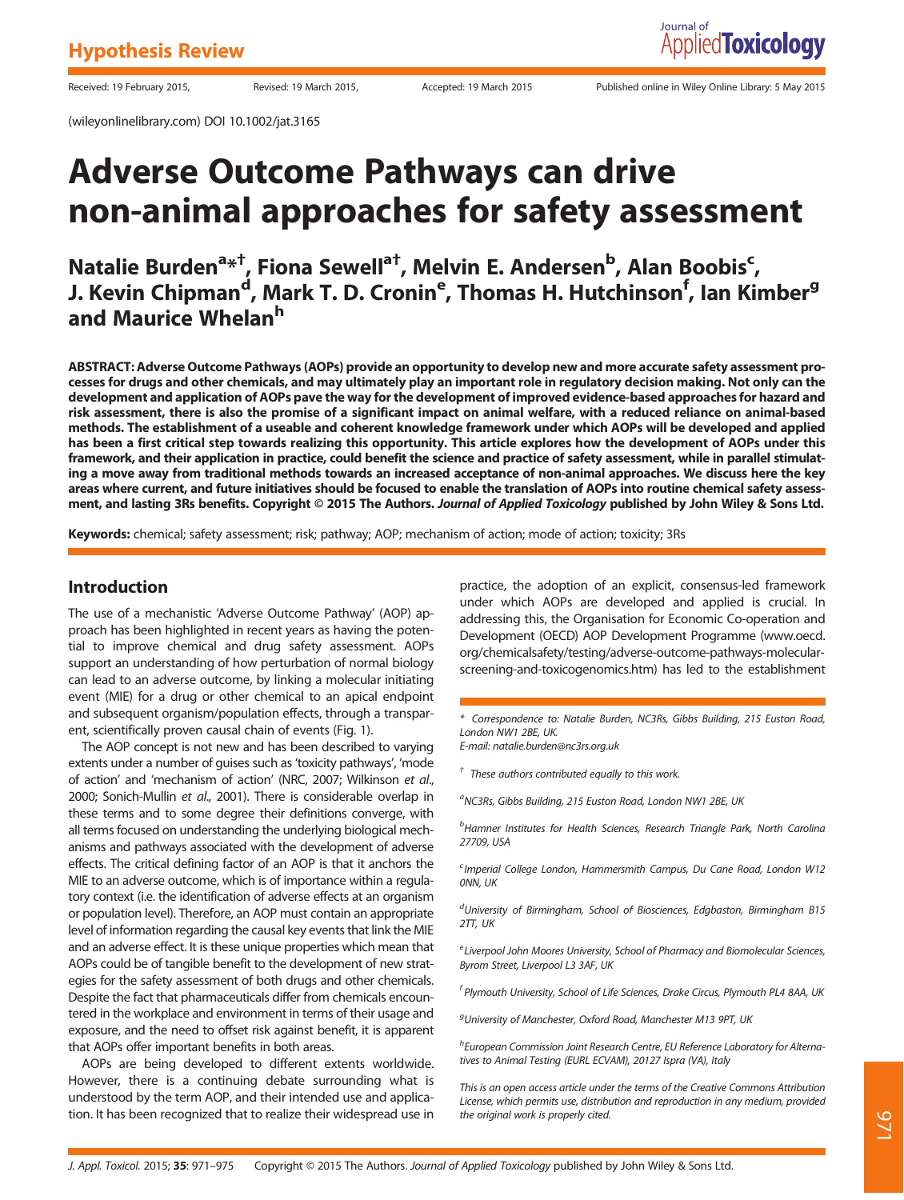## Hypothesis Review

Received: 19 February 2015, Revised: 19 March 2015, Accepted: 19 March 2015 Published online in Wiley Online Library: 5 May 2015

(wileyonlinelibrary.com) DOI 10.1002/jat.3165

# Adverse Outcome Pathways can drive non-animal approaches for safety assessment

**Natalie Burden[a]*†, Fiona Sewell[a]†, Melvin E. Andersen[b], Alan Boobis[c], J. Kevin Chipman[d], Mark T. D. Cronin[e], Thomas H. Hutchinson[f], Ian Kimber[g] and Maurice Whelan[h]**

**ABSTRACT: Adverse Outcome Pathways (AOPs) provide an opportunity to develop new and more accurate safety assessment processes for drugs and other chemicals, and may ultimately play an important role in regulatory decision making. Not only can the development and application of AOPs pave the way for the development of improved evidence-based approaches for hazard and risk assessment, there is also the promise of a significant impact on animal welfare, with a reduced reliance on animal-based methods. The establishment of a useable and coherent knowledge framework under which AOPs will be developed and applied has been a first critical step towards realizing this opportunity. This article explores how the development of AOPs under this framework, and their application in practice, could benefit the science and practice of safety assessment, while in parallel stimulating a move away from traditional methods towards an increased acceptance of non-animal approaches. We discuss here the key areas where current, and future initiatives should be focused to enable the translation of AOPs into routine chemical safety assessment, and lasting 3Rs benefits. Copyright © 2015 The Authors. *Journal of Applied Toxicology* published by John Wiley & Sons Ltd.**

**Keywords:** chemical; safety assessment; risk; pathway; AOP; mechanism of action; mode of action; toxicity; 3Rs

## Introduction

The use of a mechanistic 'Adverse Outcome Pathway' (AOP) approach has been highlighted in recent years as having the potential to improve chemical and drug safety assessment. AOPs support an understanding of how perturbation of normal biology can lead to an adverse outcome, by linking a molecular initiating event (MIE) for a drug or other chemical to an apical endpoint and subsequent organism/population effects, through a transparent, scientifically proven causal chain of events (Fig. 1).

The AOP concept is not new and has been described to varying extents under a number of guises such as 'toxicity pathways', 'mode of action' and 'mechanism of action' (NRC, 2007; Wilkinson *et al*., 2000; Sonich-Mullin *et al*., 2001). There is considerable overlap in these terms and to some degree their definitions converge, with all terms focused on understanding the underlying biological mechanisms and pathways associated with the development of adverse effects. The critical defining factor of an AOP is that it anchors the MIE to an adverse outcome, which is of importance within a regulatory context (i.e. the identification of adverse effects at an organism or population level). Therefore, an AOP must contain an appropriate level of information regarding the causal key events that link the MIE and an adverse effect. It is these unique properties which mean that AOPs could be of tangible benefit to the development of new strategies for the safety assessment of both drugs and other chemicals. Despite the fact that pharmaceuticals differ from chemicals encountered in the workplace and environment in terms of their usage and exposure, and the need to offset risk against benefit, it is apparent that AOPs offer important benefits in both areas.

AOPs are being developed to different extents worldwide. However, there is a continuing debate surrounding what is understood by the term AOP, and their intended use and application. It has been recognized that to realize their widespread use in practice, the adoption of an explicit, consensus-led framework under which AOPs are developed and applied is crucial. In addressing this, the Organisation for Economic Co-operation and Development (OECD) AOP Development Programme (www.oecd.org/chemicalsafety/testing/adverse-outcome-pathways-molecular-screening-and-toxicogenomics.htm) has led to the establishment

\* Correspondence to: Natalie Burden, NC3Rs, Gibbs Building, 215 Euston Road, London NW1 2BE, UK.
E-mail: natalie.burden@nc3rs.org.uk

† These authors contributed equally to this work.

[a] NC3Rs, Gibbs Building, 215 Euston Road, London NW1 2BE, UK

[b] Hamner Institutes for Health Sciences, Research Triangle Park, North Carolina 27709, USA

[c] Imperial College London, Hammersmith Campus, Du Cane Road, London W12 0NN, UK

[d] University of Birmingham, School of Biosciences, Edgbaston, Birmingham B15 2TT, UK

[e] Liverpool John Moores University, School of Pharmacy and Biomolecular Sciences, Byrom Street, Liverpool L3 3AF, UK

[f] Plymouth University, School of Life Sciences, Drake Circus, Plymouth PL4 8AA, UK

[g] University of Manchester, Oxford Road, Manchester M13 9PT, UK

[h] European Commission Joint Research Centre, EU Reference Laboratory for Alternatives to Animal Testing (EURL ECVAM), 20127 Ispra (VA), Italy

This is an open access article under the terms of the Creative Commons Attribution License, which permits use, distribution and reproduction in any medium, provided the original work is properly cited.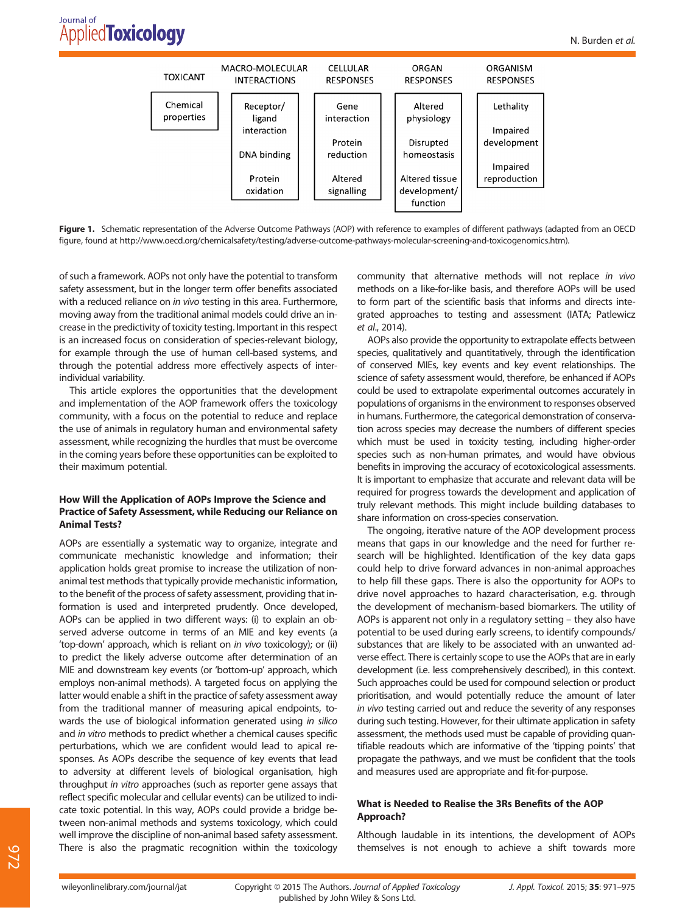TOXICANT

Chemical properties

MACRO-MOLECULAR INTERACTIONS

Receptor/ ligand interaction

DNA binding

Protein oxidation

CELLULAR RESPONSES

Gene interaction

Protein reduction

Altered signalling

ORGAN RESPONSES

Altered physiology

Disrupted homeostasis

Altered tissue development/ function

ORGANISM RESPONSES

Lethality

Impaired development

Impaired reproduction

**Figure 1.** Schematic representation of the Adverse Outcome Pathways (AOP) with reference to examples of different pathways (adapted from an OECD figure, found at http://www.oecd.org/chemicalsafety/testing/adverse-outcome-pathways-molecular-screening-and-toxicogenomics.htm).

of such a framework. AOPs not only have the potential to transform safety assessment, but in the longer term offer benefits associated with a reduced reliance on *in vivo* testing in this area. Furthermore, moving away from the traditional animal models could drive an increase in the predictivity of toxicity testing. Important in this respect is an increased focus on consideration of species-relevant biology, for example through the use of human cell-based systems, and through the potential address more effectively aspects of inter-individual variability.

This article explores the opportunities that the development and implementation of the AOP framework offers the toxicology community, with a focus on the potential to reduce and replace the use of animals in regulatory human and environmental safety assessment, while recognizing the hurdles that must be overcome in the coming years before these opportunities can be exploited to their maximum potential.

### How Will the Application of AOPs Improve the Science and Practice of Safety Assessment, while Reducing our Reliance on Animal Tests?

AOPs are essentially a systematic way to organize, integrate and communicate mechanistic knowledge and information; their application holds great promise to increase the utilization of non-animal test methods that typically provide mechanistic information, to the benefit of the process of safety assessment, providing that information is used and interpreted prudently. Once developed, AOPs can be applied in two different ways: (i) to explain an observed adverse outcome in terms of an MIE and key events (a 'top-down' approach, which is reliant on *in vivo* toxicology); or (ii) to predict the likely adverse outcome after determination of an MIE and downstream key events (or 'bottom-up' approach, which employs non-animal methods). A targeted focus on applying the latter would enable a shift in the practice of safety assessment away from the traditional manner of measuring apical endpoints, towards the use of biological information generated using *in silico* and *in vitro* methods to predict whether a chemical causes specific perturbations, which we are confident would lead to apical responses. As AOPs describe the sequence of key events that lead to adversity at different levels of biological organisation, high throughput *in vitro* approaches (such as reporter gene assays that reflect specific molecular and cellular events) can be utilized to indicate toxic potential. In this way, AOPs could provide a bridge between non-animal methods and systems toxicology, which could well improve the discipline of non-animal based safety assessment. There is also the pragmatic recognition within the toxicology community that alternative methods will not replace *in vivo* methods on a like-for-like basis, and therefore AOPs will be used to form part of the scientific basis that informs and directs integrated approaches to testing and assessment (IATA; Patlewicz *et al.*, 2014).

AOPs also provide the opportunity to extrapolate effects between species, qualitatively and quantitatively, through the identification of conserved MIEs, key events and key event relationships. The science of safety assessment would, therefore, be enhanced if AOPs could be used to extrapolate experimental outcomes accurately in populations of organisms in the environment to responses observed in humans. Furthermore, the categorical demonstration of conservation across species may decrease the numbers of different species which must be used in toxicity testing, including higher-order species such as non-human primates, and would have obvious benefits in improving the accuracy of ecotoxicological assessments. It is important to emphasize that accurate and relevant data will be required for progress towards the development and application of truly relevant methods. This might include building databases to share information on cross-species conservation.

The ongoing, iterative nature of the AOP development process means that gaps in our knowledge and the need for further research will be highlighted. Identification of the key data gaps could help to drive forward advances in non-animal approaches to help fill these gaps. There is also the opportunity for AOPs to drive novel approaches to hazard characterisation, e.g. through the development of mechanism-based biomarkers. The utility of AOPs is apparent not only in a regulatory setting – they also have potential to be used during early screens, to identify compounds/substances that are likely to be associated with an unwanted adverse effect. There is certainly scope to use the AOPs that are in early development (i.e. less comprehensively described), in this context. Such approaches could be used for compound selection or product prioritisation, and would potentially reduce the amount of later *in vivo* testing carried out and reduce the severity of any responses during such testing. However, for their ultimate application in safety assessment, the methods used must be capable of providing quantifiable readouts which are informative of the 'tipping points' that propagate the pathways, and we must be confident that the tools and measures used are appropriate and fit-for-purpose.

### What is Needed to Realise the 3Rs Benefits of the AOP Approach?

Although laudable in its intentions, the development of AOPs themselves is not enough to achieve a shift towards more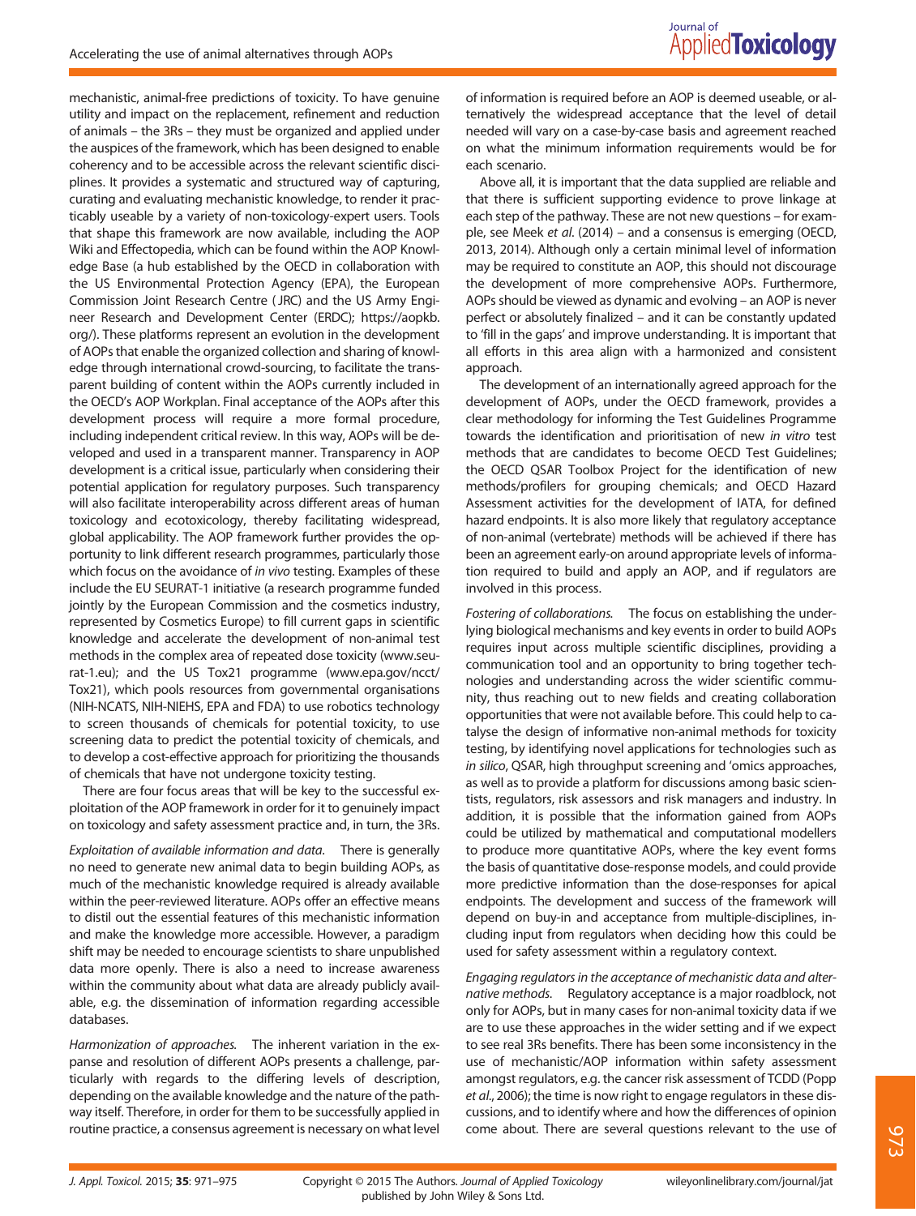mechanistic, animal-free predictions of toxicity. To have genuine utility and impact on the replacement, refinement and reduction of animals – the 3Rs – they must be organized and applied under the auspices of the framework, which has been designed to enable coherency and to be accessible across the relevant scientific disciplines. It provides a systematic and structured way of capturing, curating and evaluating mechanistic knowledge, to render it practicably useable by a variety of non-toxicology-expert users. Tools that shape this framework are now available, including the AOP Wiki and Effectopedia, which can be found within the AOP Knowledge Base (a hub established by the OECD in collaboration with the US Environmental Protection Agency (EPA), the European Commission Joint Research Centre (JRC) and the US Army Engineer Research and Development Center (ERDC); https://aopkb.org/). These platforms represent an evolution in the development of AOPs that enable the organized collection and sharing of knowledge through international crowd-sourcing, to facilitate the transparent building of content within the AOPs currently included in the OECD's AOP Workplan. Final acceptance of the AOPs after this development process will require a more formal procedure, including independent critical review. In this way, AOPs will be developed and used in a transparent manner. Transparency in AOP development is a critical issue, particularly when considering their potential application for regulatory purposes. Such transparency will also facilitate interoperability across different areas of human toxicology and ecotoxicology, thereby facilitating widespread, global applicability. The AOP framework further provides the opportunity to link different research programmes, particularly those which focus on the avoidance of *in vivo* testing. Examples of these include the EU SEURAT-1 initiative (a research programme funded jointly by the European Commission and the cosmetics industry, represented by Cosmetics Europe) to fill current gaps in scientific knowledge and accelerate the development of non-animal test methods in the complex area of repeated dose toxicity (www.seurat-1.eu); and the US Tox21 programme (www.epa.gov/ncct/Tox21), which pools resources from governmental organisations (NIH-NCATS, NIH-NIEHS, EPA and FDA) to use robotics technology to screen thousands of chemicals for potential toxicity, to use screening data to predict the potential toxicity of chemicals, and to develop a cost-effective approach for prioritizing the thousands of chemicals that have not undergone toxicity testing.

There are four focus areas that will be key to the successful exploitation of the AOP framework in order for it to genuinely impact on toxicology and safety assessment practice and, in turn, the 3Rs.

*Exploitation of available information and data.* There is generally no need to generate new animal data to begin building AOPs, as much of the mechanistic knowledge required is already available within the peer-reviewed literature. AOPs offer an effective means to distil out the essential features of this mechanistic information and make the knowledge more accessible. However, a paradigm shift may be needed to encourage scientists to share unpublished data more openly. There is also a need to increase awareness within the community about what data are already publicly available, e.g. the dissemination of information regarding accessible databases.

*Harmonization of approaches.* The inherent variation in the expanse and resolution of different AOPs presents a challenge, particularly with regards to the differing levels of description, depending on the available knowledge and the nature of the pathway itself. Therefore, in order for them to be successfully applied in routine practice, a consensus agreement is necessary on what level of information is required before an AOP is deemed useable, or alternatively the widespread acceptance that the level of detail needed will vary on a case-by-case basis and agreement reached on what the minimum information requirements would be for each scenario.

Above all, it is important that the data supplied are reliable and that there is sufficient supporting evidence to prove linkage at each step of the pathway. These are not new questions – for example, see Meek *et al.* (2014) – and a consensus is emerging (OECD, 2013, 2014). Although only a certain minimal level of information may be required to constitute an AOP, this should not discourage the development of more comprehensive AOPs. Furthermore, AOPs should be viewed as dynamic and evolving – an AOP is never perfect or absolutely finalized – and it can be constantly updated to 'fill in the gaps' and improve understanding. It is important that all efforts in this area align with a harmonized and consistent approach.

The development of an internationally agreed approach for the development of AOPs, under the OECD framework, provides a clear methodology for informing the Test Guidelines Programme towards the identification and prioritisation of new *in vitro* test methods that are candidates to become OECD Test Guidelines; the OECD QSAR Toolbox Project for the identification of new methods/profilers for grouping chemicals; and OECD Hazard Assessment activities for the development of IATA, for defined hazard endpoints. It is also more likely that regulatory acceptance of non-animal (vertebrate) methods will be achieved if there has been an agreement early-on around appropriate levels of information required to build and apply an AOP, and if regulators are involved in this process.

*Fostering of collaborations.* The focus on establishing the underlying biological mechanisms and key events in order to build AOPs requires input across multiple scientific disciplines, providing a communication tool and an opportunity to bring together technologies and understanding across the wider scientific community, thus reaching out to new fields and creating collaboration opportunities that were not available before. This could help to catalyse the design of informative non-animal methods for toxicity testing, by identifying novel applications for technologies such as *in silico*, QSAR, high throughput screening and 'omics approaches, as well as to provide a platform for discussions among basic scientists, regulators, risk assessors and risk managers and industry. In addition, it is possible that the information gained from AOPs could be utilized by mathematical and computational modellers to produce more quantitative AOPs, where the key event forms the basis of quantitative dose-response models, and could provide more predictive information than the dose-responses for apical endpoints. The development and success of the framework will depend on buy-in and acceptance from multiple-disciplines, including input from regulators when deciding how this could be used for safety assessment within a regulatory context.

*Engaging regulators in the acceptance of mechanistic data and alternative methods.* Regulatory acceptance is a major roadblock, not only for AOPs, but in many cases for non-animal toxicity data if we are to use these approaches in the wider setting and if we expect to see real 3Rs benefits. There has been some inconsistency in the use of mechanistic/AOP information within safety assessment amongst regulators, e.g. the cancer risk assessment of TCDD (Popp *et al.*, 2006); the time is now right to engage regulators in these discussions, and to identify where and how the differences of opinion come about. There are several questions relevant to the use of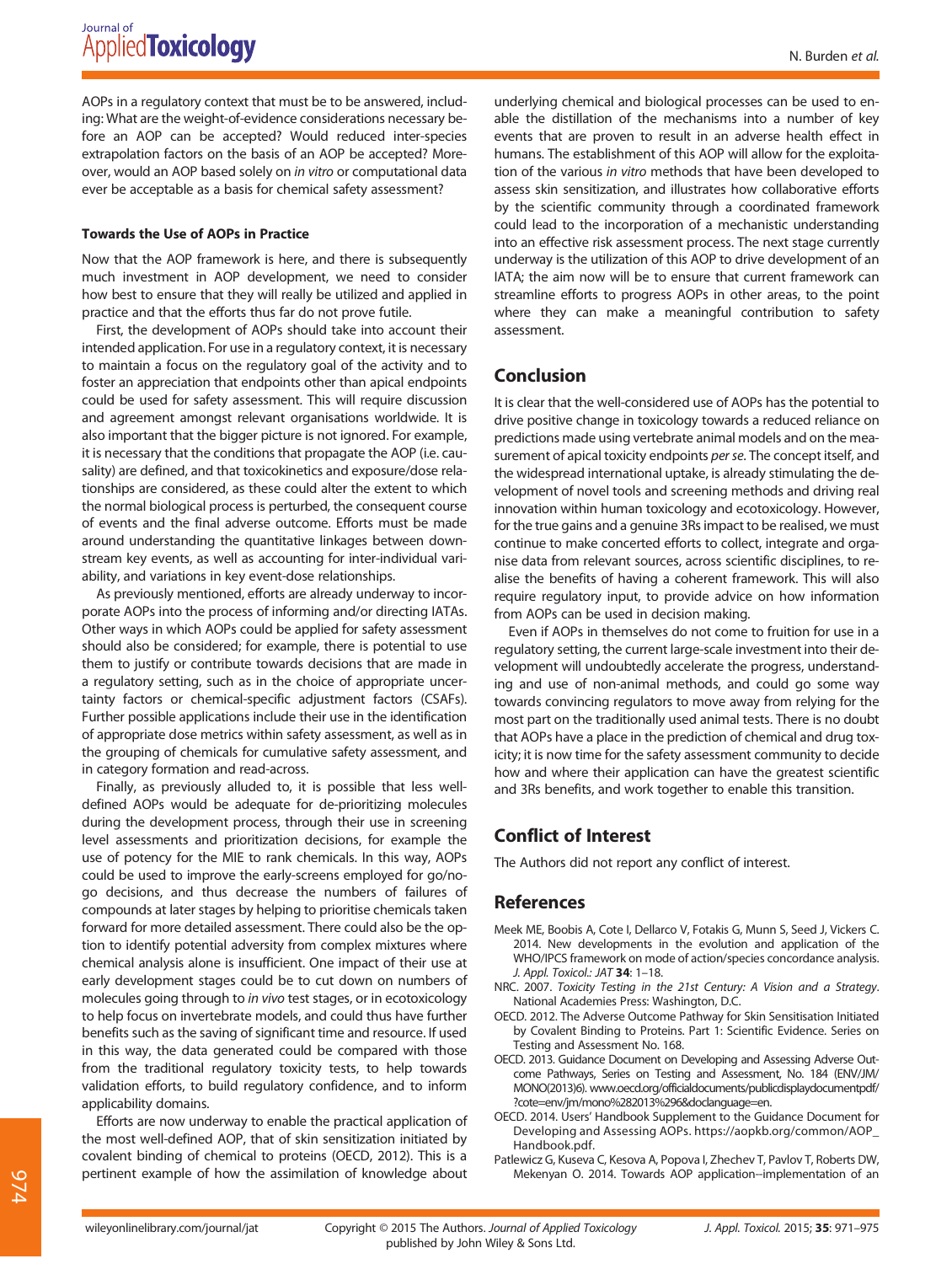AOPs in a regulatory context that must be to be answered, including: What are the weight-of-evidence considerations necessary before an AOP can be accepted? Would reduced inter-species extrapolation factors on the basis of an AOP be accepted? Moreover, would an AOP based solely on *in vitro* or computational data ever be acceptable as a basis for chemical safety assessment?

### Towards the Use of AOPs in Practice

Now that the AOP framework is here, and there is subsequently much investment in AOP development, we need to consider how best to ensure that they will really be utilized and applied in practice and that the efforts thus far do not prove futile.

First, the development of AOPs should take into account their intended application. For use in a regulatory context, it is necessary to maintain a focus on the regulatory goal of the activity and to foster an appreciation that endpoints other than apical endpoints could be used for safety assessment. This will require discussion and agreement amongst relevant organisations worldwide. It is also important that the bigger picture is not ignored. For example, it is necessary that the conditions that propagate the AOP (i.e. causality) are defined, and that toxicokinetics and exposure/dose relationships are considered, as these could alter the extent to which the normal biological process is perturbed, the consequent course of events and the final adverse outcome. Efforts must be made around understanding the quantitative linkages between downstream key events, as well as accounting for inter-individual variability, and variations in key event-dose relationships.

As previously mentioned, efforts are already underway to incorporate AOPs into the process of informing and/or directing IATAs. Other ways in which AOPs could be applied for safety assessment should also be considered; for example, there is potential to use them to justify or contribute towards decisions that are made in a regulatory setting, such as in the choice of appropriate uncertainty factors or chemical-specific adjustment factors (CSAFs). Further possible applications include their use in the identification of appropriate dose metrics within safety assessment, as well as in the grouping of chemicals for cumulative safety assessment, and in category formation and read-across.

Finally, as previously alluded to, it is possible that less well-defined AOPs would be adequate for de-prioritizing molecules during the development process, through their use in screening level assessments and prioritization decisions, for example the use of potency for the MIE to rank chemicals. In this way, AOPs could be used to improve the early-screens employed for go/no-go decisions, and thus decrease the numbers of failures of compounds at later stages by helping to prioritise chemicals taken forward for more detailed assessment. There could also be the option to identify potential adversity from complex mixtures where chemical analysis alone is insufficient. One impact of their use at early development stages could be to cut down on numbers of molecules going through to *in vivo* test stages, or in ecotoxicology to help focus on invertebrate models, and could thus have further benefits such as the saving of significant time and resource. If used in this way, the data generated could be compared with those from the traditional regulatory toxicity tests, to help towards validation efforts, to build regulatory confidence, and to inform applicability domains.

Efforts are now underway to enable the practical application of the most well-defined AOP, that of skin sensitization initiated by covalent binding of chemical to proteins (OECD, 2012). This is a pertinent example of how the assimilation of knowledge about underlying chemical and biological processes can be used to enable the distillation of the mechanisms into a number of key events that are proven to result in an adverse health effect in humans. The establishment of this AOP will allow for the exploitation of the various *in vitro* methods that have been developed to assess skin sensitization, and illustrates how collaborative efforts by the scientific community through a coordinated framework could lead to the incorporation of a mechanistic understanding into an effective risk assessment process. The next stage currently underway is the utilization of this AOP to drive development of an IATA; the aim now will be to ensure that current framework can streamline efforts to progress AOPs in other areas, to the point where they can make a meaningful contribution to safety assessment.

## Conclusion

It is clear that the well-considered use of AOPs has the potential to drive positive change in toxicology towards a reduced reliance on predictions made using vertebrate animal models and on the measurement of apical toxicity endpoints *per se*. The concept itself, and the widespread international uptake, is already stimulating the development of novel tools and screening methods and driving real innovation within human toxicology and ecotoxicology. However, for the true gains and a genuine 3Rs impact to be realised, we must continue to make concerted efforts to collect, integrate and organise data from relevant sources, across scientific disciplines, to realise the benefits of having a coherent framework. This will also require regulatory input, to provide advice on how information from AOPs can be used in decision making.

Even if AOPs in themselves do not come to fruition for use in a regulatory setting, the current large-scale investment into their development will undoubtedly accelerate the progress, understanding and use of non-animal methods, and could go some way towards convincing regulators to move away from relying for the most part on the traditionally used animal tests. There is no doubt that AOPs have a place in the prediction of chemical and drug toxicity; it is now time for the safety assessment community to decide how and where their application can have the greatest scientific and 3Rs benefits, and work together to enable this transition.

## Conflict of Interest

The Authors did not report any conflict of interest.

## References

Meek ME, Boobis A, Cote I, Dellarco V, Fotakis G, Munn S, Seed J, Vickers C. 2014. New developments in the evolution and application of the WHO/IPCS framework on mode of action/species concordance analysis. *J. Appl. Toxicol.: JAT* **34**: 1–18.

NRC. 2007. *Toxicity Testing in the 21st Century: A Vision and a Strategy*. National Academies Press: Washington, D.C.

OECD. 2012. The Adverse Outcome Pathway for Skin Sensitisation Initiated by Covalent Binding to Proteins. Part 1: Scientific Evidence. Series on Testing and Assessment No. 168.

OECD. 2013. Guidance Document on Developing and Assessing Adverse Outcome Pathways, Series on Testing and Assessment, No. 184 (ENV/JM/MONO(2013)6). www.oecd.org/officialdocuments/publicdisplaydocumentpdf/?cote=env/jm/mono%282013%296&doclanguage=en.

OECD. 2014. Users' Handbook Supplement to the Guidance Document for Developing and Assessing AOPs. https://aopkb.org/common/AOP_Handbook.pdf.

Patlewicz G, Kuseva C, Kesova A, Popova I, Zhechev T, Pavlov T, Roberts DW, Mekenyan O. 2014. Towards AOP application–implementation of an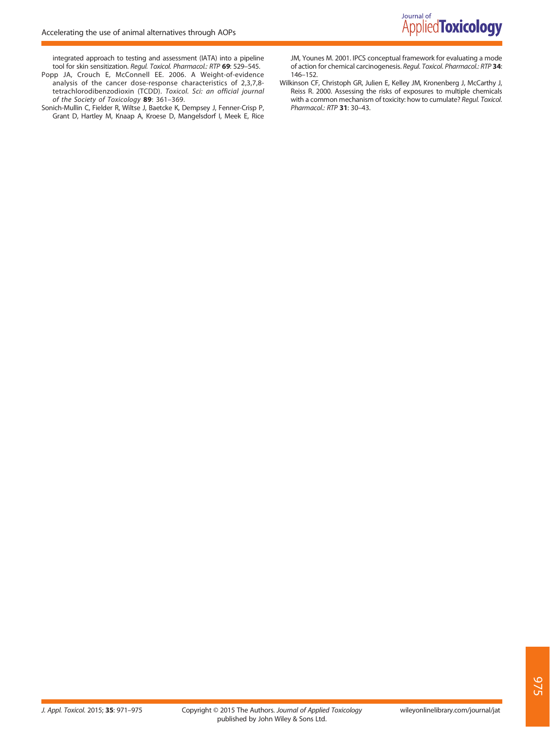integrated approach to testing and assessment (IATA) into a pipeline tool for skin sensitization. *Regul. Toxicol. Pharmacol.: RTP* **69**: 529–545.

Popp JA, Crouch E, McConnell EE. 2006. A Weight-of-evidence analysis of the cancer dose-response characteristics of 2,3,7,8-tetrachlorodibenzodioxin (TCDD). *Toxicol. Sci: an official journal of the Society of Toxicology* **89**: 361–369.

Sonich-Mullin C, Fielder R, Wiltse J, Baetcke K, Dempsey J, Fenner-Crisp P, Grant D, Hartley M, Knaap A, Kroese D, Mangelsdorf I, Meek E, Rice JM, Younes M. 2001. IPCS conceptual framework for evaluating a mode of action for chemical carcinogenesis. *Regul. Toxicol. Pharmacol.: RTP* **34**: 146–152.

Wilkinson CF, Christoph GR, Julien E, Kelley JM, Kronenberg J, McCarthy J, Reiss R. 2000. Assessing the risks of exposures to multiple chemicals with a common mechanism of toxicity: how to cumulate? *Regul. Toxicol. Pharmacol.: RTP* **31**: 30–43.